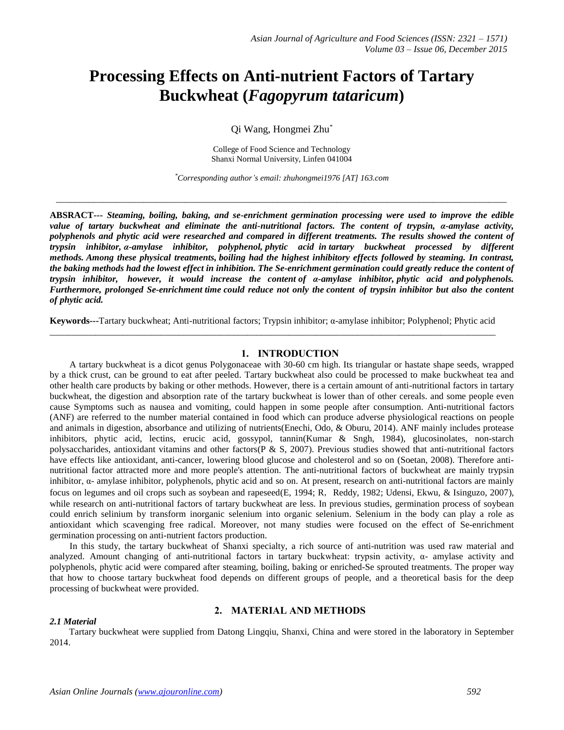# Processing Effects on Anti-nutrient Factors of Tartary Buckwheat (*Fagopyrum tataricum*)

Qi Wang, Hongmei Zhu*

College of Food Science and Technology
Shanxi Normal University, Linfen 041004

*Corresponding author's email: zhuhongmei1976 [AT] 163.com

---

**ABSRACT---** ***Steaming, boiling, baking, and se-enrichment germination processing were used to improve the edible value of tartary buckwheat and eliminate the anti-nutritional factors. The content of trypsin, α-amylase activity, polyphenols and phytic acid were researched and compared in different treatments. The results showed the content of trypsin inhibitor, α-amylase inhibitor, polyphenol, phytic acid in tartary buckwheat processed by different methods. Among these physical treatments, boiling had the highest inhibitory effects followed by steaming. In contrast, the baking methods had the lowest effect in inhibition. The Se-enrichment germination could greatly reduce the content of trypsin inhibitor, however, it would increase the content of α-amylase inhibitor, phytic acid and polyphenols. Furthermore, prolonged Se-enrichment time could reduce not only the content of trypsin inhibitor but also the content of phytic acid.***

**Keywords---**Tartary buckwheat; Anti-nutritional factors; Trypsin inhibitor; α-amylase inhibitor; Polyphenol; Phytic acid

---

## 1. INTRODUCTION

A tartary buckwheat is a dicot genus Polygonaceae with 30-60 cm high. Its triangular or hastate shape seeds, wrapped by a thick crust, can be ground to eat after peeled. Tartary buckwheat also could be processed to make buckwheat tea and other health care products by baking or other methods. However, there is a certain amount of anti-nutritional factors in tartary buckwheat, the digestion and absorption rate of the tartary buckwheat is lower than of other cereals. and some people even cause Symptoms such as nausea and vomiting, could happen in some people after consumption. Anti-nutritional factors (ANF) are referred to the number material contained in food which can produce adverse physiological reactions on people and animals in digestion, absorbance and utilizing of nutrients(Enechi, Odo, & Oburu, 2014). ANF mainly includes protease inhibitors, phytic acid, lectins, erucic acid, gossypol, tannin(Kumar & Sngh, 1984), glucosinolates, non-starch polysaccharides, antioxidant vitamins and other factors(P & S, 2007). Previous studies showed that anti-nutritional factors have effects like antioxidant, anti-cancer, lowering blood glucose and cholesterol and so on (Soetan, 2008). Therefore anti-nutritional factor attracted more and more people's attention. The anti-nutritional factors of buckwheat are mainly trypsin inhibitor, α- amylase inhibitor, polyphenols, phytic acid and so on. At present, research on anti-nutritional factors are mainly focus on legumes and oil crops such as soybean and rapeseed(E, 1994; R, Reddy, 1982; Udensi, Ekwu, & Isinguzo, 2007), while research on anti-nutritional factors of tartary buckwheat are less. In previous studies, germination process of soybean could enrich selinium by transform inorganic selenium into organic selenium. Selenium in the body can play a role as antioxidant which scavenging free radical. Moreover, not many studies were focused on the effect of Se-enrichment germination processing on anti-nutritional factors production.

In this study, the tartary buckwheat of Shanxi specialty, a rich source of anti-nutrition was used raw material and analyzed. Amount changing of anti-nutritional factors in tartary buckwheat: trypsin activity, α- amylase activity and polyphenols, phytic acid were compared after steaming, boiling, baking or enriched-Se sprouted treatments. The proper way that how to choose tartary buckwheat food depends on different groups of people, and a theoretical basis for the deep processing of buckwheat were provided.

## 2. MATERIAL AND METHODS

### *2.1 Material*

Tartary buckwheat were supplied from Datong Lingqiu, Shanxi, China and were stored in the laboratory in September 2014.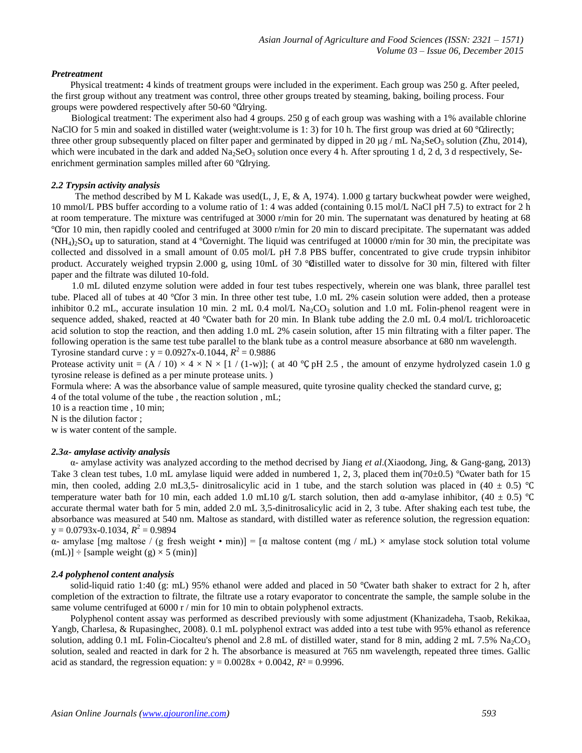### *Pretreatment*

Physical treatment**:** 4 kinds of treatment groups were included in the experiment. Each group was 250 g. After peeled, the first group without any treatment was control, three other groups treated by steaming, baking, boiling process. Four groups were powdered respectively after 50-60 ℃drying.

Biological treatment: The experiment also had 4 groups. 250 g of each group was washing with a 1% available chlorine NaClO for 5 min and soaked in distilled water (weight:volume is 1: 3) for 10 h. The first group was dried at 60 ℃directly; three other group subsequently placed on filter paper and germinated by dipped in 20 μg / mL $Na_2SeO_3$ solution (Zhu, 2014), which were incubated in the dark and added $Na_2SeO_3$ solution once every 4 h. After sprouting 1 d, 2 d, 3 d respectively, Se-enrichment germination samples milled after 60 ℃drying.

### *2.2 Trypsin activity analysis*

The method described by M L Kakade was used(L, J, E, & A, 1974). 1.000 g tartary buckwheat powder were weighed, 10 mmol/L PBS buffer according to a volume ratio of 1: 4 was added (containing 0.15 mol/L NaCl pH 7.5) to extract for 2 h at room temperature. The mixture was centrifuged at 3000 r/min for 20 min. The supernatant was denatured by heating at 68 ℃for 10 min, then rapidly cooled and centrifuged at 3000 r/min for 20 min to discard precipitate. The supernatant was added $(NH_4)_2SO_4$ up to saturation, stand at 4 ℃overnight. The liquid was centrifuged at 10000 r/min for 30 min, the precipitate was collected and dissolved in a small amount of 0.05 mol/L pH 7.8 PBS buffer, concentrated to give crude trypsin inhibitor product. Accurately weighed trypsin 2.000 g, using 10mL of 30 ℃distilled water to dissolve for 30 min, filtered with filter paper and the filtrate was diluted 10-fold.

1.0 mL diluted enzyme solution were added in four test tubes respectively, wherein one was blank, three parallel test tube. Placed all of tubes at 40 ℃for 3 min. In three other test tube, 1.0 mL 2% casein solution were added, then a protease inhibitor 0.2 mL, accurate insulation 10 min. 2 mL 0.4 mol/L $Na_2CO_3$ solution and 1.0 mL Folin-phenol reagent were in sequence added, shaked, reacted at 40 ℃water bath for 20 min. In Blank tube adding the 2.0 mL 0.4 mol/L trichloroacetic acid solution to stop the reaction, and then adding 1.0 mL 2% casein solution, after 15 min filtrating with a filter paper. The following operation is the same test tube parallel to the blank tube as a control measure absorbance at 680 nm wavelength.

Tyrosine standard curve : $y = 0.0927x\text{-}0.1044$, $R^2 = 0.9886$

Protease activity unit = $(A / 10) \times 4 \times N \times [1 / (1\text{-}w)]$; ( at 40 ℃, pH 2.5 , the amount of enzyme hydrolyzed casein 1.0 g tyrosine release is defined as a per minute protease units. )

Formula where: A was the absorbance value of sample measured, quite tyrosine quality checked the standard curve, g;

4 of the total volume of the tube , the reaction solution , mL;

10 is a reaction time , 10 min;

N is the dilution factor ;

w is water content of the sample.

### *2.3α- amylase activity analysis*

α- amylase activity was analyzed according to the method decrised by Jiang *et al*.(Xiaodong, Jing, & Gang-gang, 2013) Take 3 clean test tubes, 1.0 mL amylase liquid were added in numbered 1, 2, 3, placed them in(70±0.5) ℃water bath for 15 min, then cooled, adding 2.0 mL3,5- dinitrosalicylic acid in 1 tube, and the starch solution was placed in (40 ± 0.5) ℃ temperature water bath for 10 min, each added 1.0 mL10 g/L starch solution, then add α-amylase inhibitor, (40 ± 0.5) ℃ accurate thermal water bath for 5 min, added 2.0 mL 3,5-dinitrosalicylic acid in 2, 3 tube. After shaking each test tube, the absorbance was measured at 540 nm. Maltose as standard, with distilled water as reference solution, the regression equation: $y = 0.0793x\text{-}0.1034$, $R^2 = 0.9894$

α- amylase [mg maltose / (g fresh weight • min)] = [α maltose content (mg / mL) × amylase stock solution total volume (mL)] ÷ [sample weight (g) × 5 (min)]

### *2.4 polyphenol content analysis*

solid-liquid ratio 1:40 (g: mL) 95% ethanol were added and placed in 50 ℃water bath shaker to extract for 2 h, after completion of the extraction to filtrate, the filtrate use a rotary evaporator to concentrate the sample, the sample solube in the same volume centrifuged at 6000 r / min for 10 min to obtain polyphenol extracts.

Polyphenol content assay was performed as described previously with some adjustment (Khanizadeha, Tsaob, Rekikaa, Yangb, Charlesa, & Rupasinghec, 2008). 0.1 mL polyphenol extract was added into a test tube with 95% ethanol as reference solution, adding 0.1 mL Folin-Ciocalteu's phenol and 2.8 mL of distilled water, stand for 8 min, adding 2 mL 7.5% $Na_2CO_3$ solution, sealed and reacted in dark for 2 h. The absorbance is measured at 765 nm wavelength, repeated three times. Gallic acid as standard, the regression equation: $y = 0.0028x + 0.0042$, $R^2 = 0.9996$.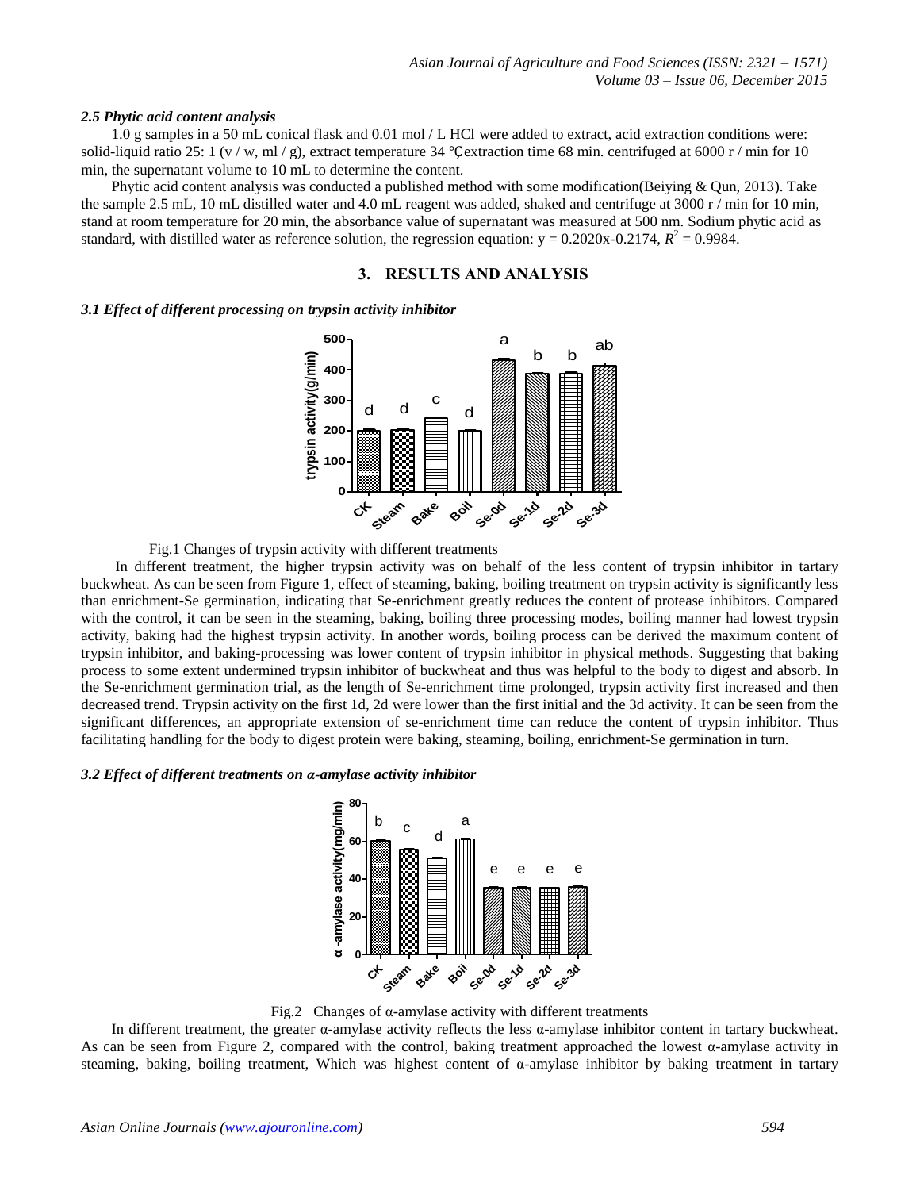### *2.5 Phytic acid content analysis*

1.0 g samples in a 50 mL conical flask and 0.01 mol / L HCl were added to extract, acid extraction conditions were: solid-liquid ratio 25: 1 (v / w, ml / g), extract temperature 34 ℃,extraction time 68 min. centrifuged at 6000 r / min for 10 min, the supernatant volume to 10 mL to determine the content.

Phytic acid content analysis was conducted a published method with some modification(Beiying & Qun, 2013). Take the sample 2.5 mL, 10 mL distilled water and 4.0 mL reagent was added, shaked and centrifuge at 3000 r / min for 10 min, stand at room temperature for 20 min, the absorbance value of supernatant was measured at 500 nm. Sodium phytic acid as standard, with distilled water as reference solution, the regression equation: $y = 0.2020x-0.2174$, $R^2 = 0.9984$.

## 3. RESULTS AND ANALYSIS

### *3.1 Effect of different processing on trypsin activity inhibitor*

Fig.1 Changes of trypsin activity with different treatments

In different treatment, the higher trypsin activity was on behalf of the less content of trypsin inhibitor in tartary buckwheat. As can be seen from Figure 1, effect of steaming, baking, boiling treatment on trypsin activity is significantly less than enrichment-Se germination, indicating that Se-enrichment greatly reduces the content of protease inhibitors. Compared with the control, it can be seen in the steaming, baking, boiling three processing modes, boiling manner had lowest trypsin activity, baking had the highest trypsin activity. In another words, boiling process can be derived the maximum content of trypsin inhibitor, and baking-processing was lower content of trypsin inhibitor in physical methods. Suggesting that baking process to some extent undermined trypsin inhibitor of buckwheat and thus was helpful to the body to digest and absorb. In the Se-enrichment germination trial, as the length of Se-enrichment time prolonged, trypsin activity first increased and then decreased trend. Trypsin activity on the first 1d, 2d were lower than the first initial and the 3d activity. It can be seen from the significant differences, an appropriate extension of se-enrichment time can reduce the content of trypsin inhibitor. Thus facilitating handling for the body to digest protein were baking, steaming, boiling, enrichment-Se germination in turn.

### *3.2 Effect of different treatments on α-amylase activity inhibitor*

Fig.2 Changes of α-amylase activity with different treatments

In different treatment, the greater α-amylase activity reflects the less α-amylase inhibitor content in tartary buckwheat. As can be seen from Figure 2, compared with the control, baking treatment approached the lowest α-amylase activity in steaming, baking, boiling treatment, Which was highest content of α-amylase inhibitor by baking treatment in tartary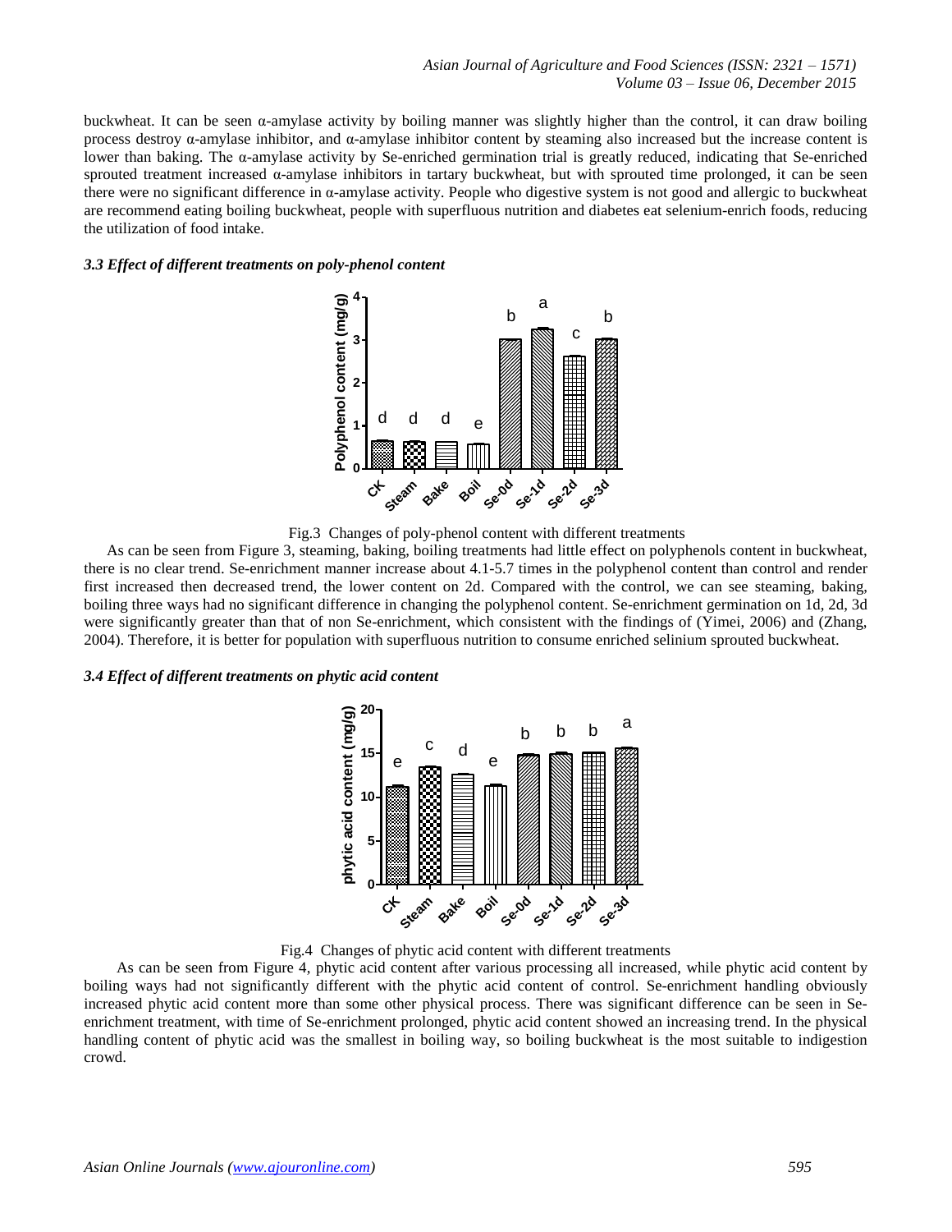buckwheat. It can be seen α-amylase activity by boiling manner was slightly higher than the control, it can draw boiling process destroy α-amylase inhibitor, and α-amylase inhibitor content by steaming also increased but the increase content is lower than baking. The α-amylase activity by Se-enriched germination trial is greatly reduced, indicating that Se-enriched sprouted treatment increased α-amylase inhibitors in tartary buckwheat, but with sprouted time prolonged, it can be seen there were no significant difference in α-amylase activity. People who digestive system is not good and allergic to buckwheat are recommend eating boiling buckwheat, people with superfluous nutrition and diabetes eat selenium-enrich foods, reducing the utilization of food intake.

### *3.3 Effect of different treatments on poly-phenol content*

Fig.3 Changes of poly-phenol content with different treatments

As can be seen from Figure 3, steaming, baking, boiling treatments had little effect on polyphenols content in buckwheat, there is no clear trend. Se-enrichment manner increase about 4.1-5.7 times in the polyphenol content than control and render first increased then decreased trend, the lower content on 2d. Compared with the control, we can see steaming, baking, boiling three ways had no significant difference in changing the polyphenol content. Se-enrichment germination on 1d, 2d, 3d were significantly greater than that of non Se-enrichment, which consistent with the findings of (Yimei, 2006) and (Zhang, 2004). Therefore, it is better for population with superfluous nutrition to consume enriched selinium sprouted buckwheat.

### *3.4 Effect of different treatments on phytic acid content*

Fig.4 Changes of phytic acid content with different treatments

As can be seen from Figure 4, phytic acid content after various processing all increased, while phytic acid content by boiling ways had not significantly different with the phytic acid content of control. Se-enrichment handling obviously increased phytic acid content more than some other physical process. There was significant difference can be seen in Se-enrichment treatment, with time of Se-enrichment prolonged, phytic acid content showed an increasing trend. In the physical handling content of phytic acid was the smallest in boiling way, so boiling buckwheat is the most suitable to indigestion crowd.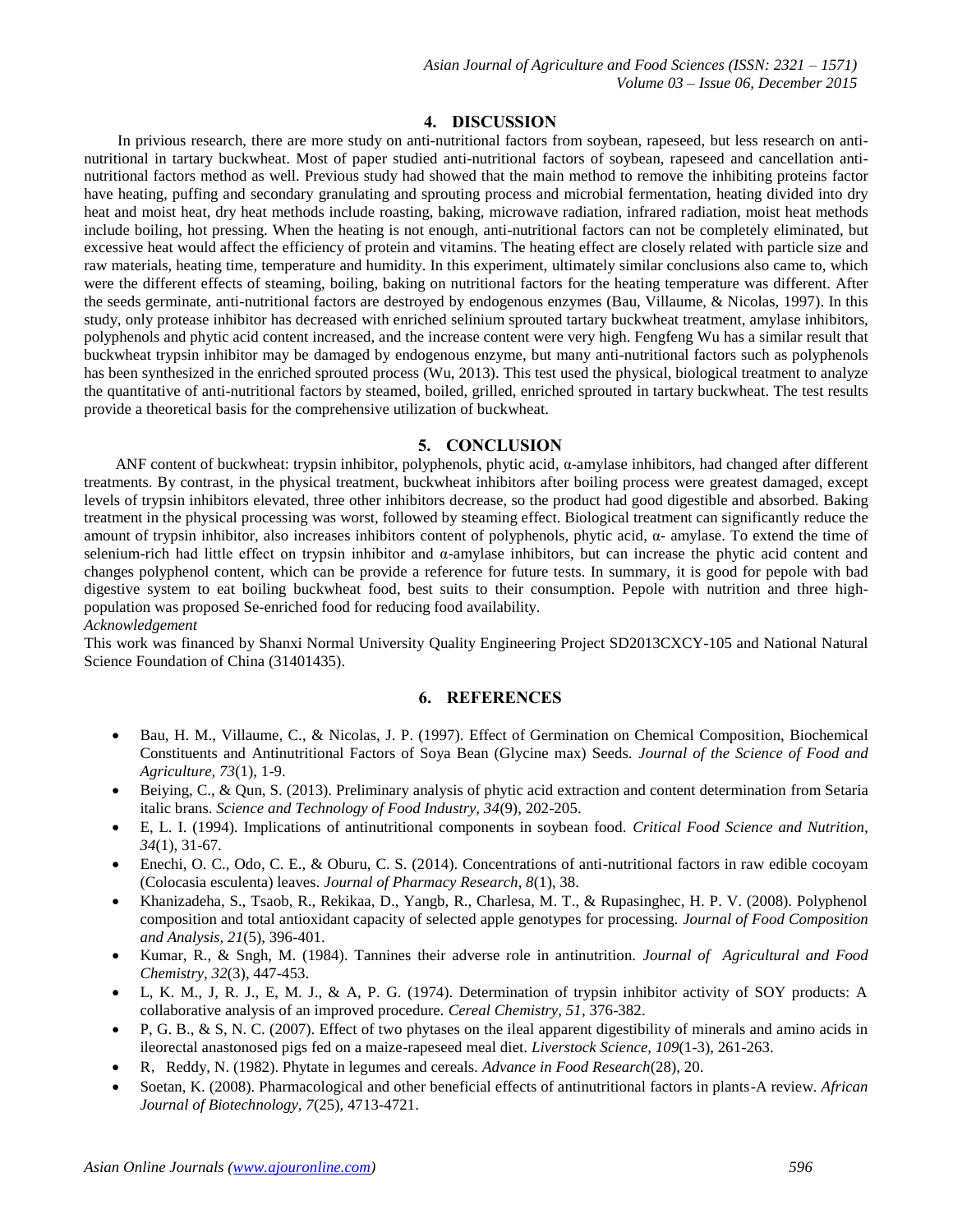## 4. DISCUSSION

In privious research, there are more study on anti-nutritional factors from soybean, rapeseed, but less research on anti-nutritional in tartary buckwheat. Most of paper studied anti-nutritional factors of soybean, rapeseed and cancellation anti-nutritional factors method as well. Previous study had showed that the main method to remove the inhibiting proteins factor have heating, puffing and secondary granulating and sprouting process and microbial fermentation, heating divided into dry heat and moist heat, dry heat methods include roasting, baking, microwave radiation, infrared radiation, moist heat methods include boiling, hot pressing. When the heating is not enough, anti-nutritional factors can not be completely eliminated, but excessive heat would affect the efficiency of protein and vitamins. The heating effect are closely related with particle size and raw materials, heating time, temperature and humidity. In this experiment, ultimately similar conclusions also came to, which were the different effects of steaming, boiling, baking on nutritional factors for the heating temperature was different. After the seeds germinate, anti-nutritional factors are destroyed by endogenous enzymes (Bau, Villaume, & Nicolas, 1997). In this study, only protease inhibitor has decreased with enriched selinium sprouted tartary buckwheat treatment, amylase inhibitors, polyphenols and phytic acid content increased, and the increase content were very high. Fengfeng Wu has a similar result that buckwheat trypsin inhibitor may be damaged by endogenous enzyme, but many anti-nutritional factors such as polyphenols has been synthesized in the enriched sprouted process (Wu, 2013). This test used the physical, biological treatment to analyze the quantitative of anti-nutritional factors by steamed, boiled, grilled, enriched sprouted in tartary buckwheat. The test results provide a theoretical basis for the comprehensive utilization of buckwheat.

## 5. CONCLUSION

ANF content of buckwheat: trypsin inhibitor, polyphenols, phytic acid, α-amylase inhibitors, had changed after different treatments. By contrast, in the physical treatment, buckwheat inhibitors after boiling process were greatest damaged, except levels of trypsin inhibitors elevated, three other inhibitors decrease, so the product had good digestible and absorbed. Baking treatment in the physical processing was worst, followed by steaming effect. Biological treatment can significantly reduce the amount of trypsin inhibitor, also increases inhibitors content of polyphenols, phytic acid, α- amylase. To extend the time of selenium-rich had little effect on trypsin inhibitor and α-amylase inhibitors, but can increase the phytic acid content and changes polyphenol content, which can be provide a reference for future tests. In summary, it is good for pepole with bad digestive system to eat boiling buckwheat food, best suits to their consumption. Pepole with nutrition and three high-population was proposed Se-enriched food for reducing food availability.

*Acknowledgement*

This work was financed by Shanxi Normal University Quality Engineering Project SD2013CXCY-105 and National Natural Science Foundation of China (31401435).

## 6. REFERENCES

- Bau, H. M., Villaume, C., & Nicolas, J. P. (1997). Effect of Germination on Chemical Composition, Biochemical Constituents and Antinutritional Factors of Soya Bean (Glycine max) Seeds. *Journal of the Science of Food and Agriculture, 73*(1), 1-9.
- Beiying, C., & Qun, S. (2013). Preliminary analysis of phytic acid extraction and content determination from Setaria italic brans. *Science and Technology of Food Industry, 34*(9), 202-205.
- E, L. I. (1994). Implications of antinutritional components in soybean food. *Critical Food Science and Nutrition, 34*(1), 31-67.
- Enechi, O. C., Odo, C. E., & Oburu, C. S. (2014). Concentrations of anti-nutritional factors in raw edible cocoyam (Colocasia esculenta) leaves. *Journal of Pharmacy Research, 8*(1), 38.
- Khanizadeha, S., Tsaob, R., Rekikaa, D., Yangb, R., Charlesa, M. T., & Rupasinghec, H. P. V. (2008). Polyphenol composition and total antioxidant capacity of selected apple genotypes for processing. *Journal of Food Composition and Analysis, 21*(5), 396-401.
- Kumar, R., & Sngh, M. (1984). Tannines their adverse role in antinutrition. *Journal of Agricultural and Food Chemistry, 32*(3), 447-453.
- L, K. M., J, R. J., E, M. J., & A, P. G. (1974). Determination of trypsin inhibitor activity of SOY products: A collaborative analysis of an improved procedure. *Cereal Chemistry, 51*, 376-382.
- P, G. B., & S, N. C. (2007). Effect of two phytases on the ileal apparent digestibility of minerals and amino acids in ileorectal anastonosed pigs fed on a maize-rapeseed meal diet. *Liverstock Science, 109*(1-3), 261-263.
- R，Reddy, N. (1982). Phytate in legumes and cereals. *Advance in Food Research*(28), 20.
- Soetan, K. (2008). Pharmacological and other beneficial effects of antinutritional factors in plants-A review. *African Journal of Biotechnology, 7*(25), 4713-4721.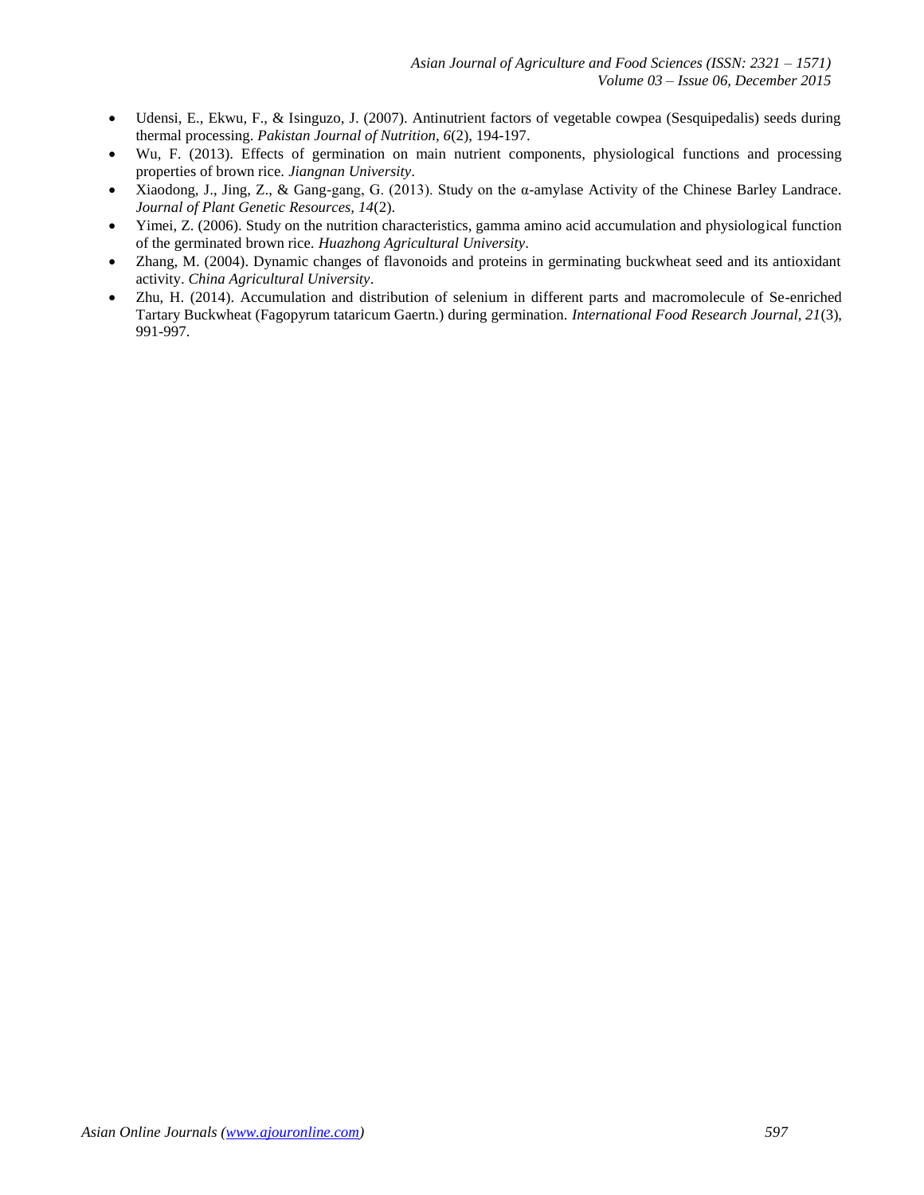- Udensi, E., Ekwu, F., & Isinguzo, J. (2007). Antinutrient factors of vegetable cowpea (Sesquipedalis) seeds during thermal processing. *Pakistan Journal of Nutrition, 6*(2), 194-197.
- Wu, F. (2013). Effects of germination on main nutrient components, physiological functions and processing properties of brown rice. *Jiangnan University*.
- Xiaodong, J., Jing, Z., & Gang-gang, G. (2013). Study on the α-amylase Activity of the Chinese Barley Landrace. *Journal of Plant Genetic Resources, 14*(2).
- Yimei, Z. (2006). Study on the nutrition characteristics, gamma amino acid accumulation and physiological function of the germinated brown rice. *Huazhong Agricultural University*.
- Zhang, M. (2004). Dynamic changes of flavonoids and proteins in germinating buckwheat seed and its antioxidant activity. *China Agricultural University*.
- Zhu, H. (2014). Accumulation and distribution of selenium in different parts and macromolecule of Se-enriched Tartary Buckwheat (Fagopyrum tataricum Gaertn.) during germination. *International Food Research Journal, 21*(3), 991-997.